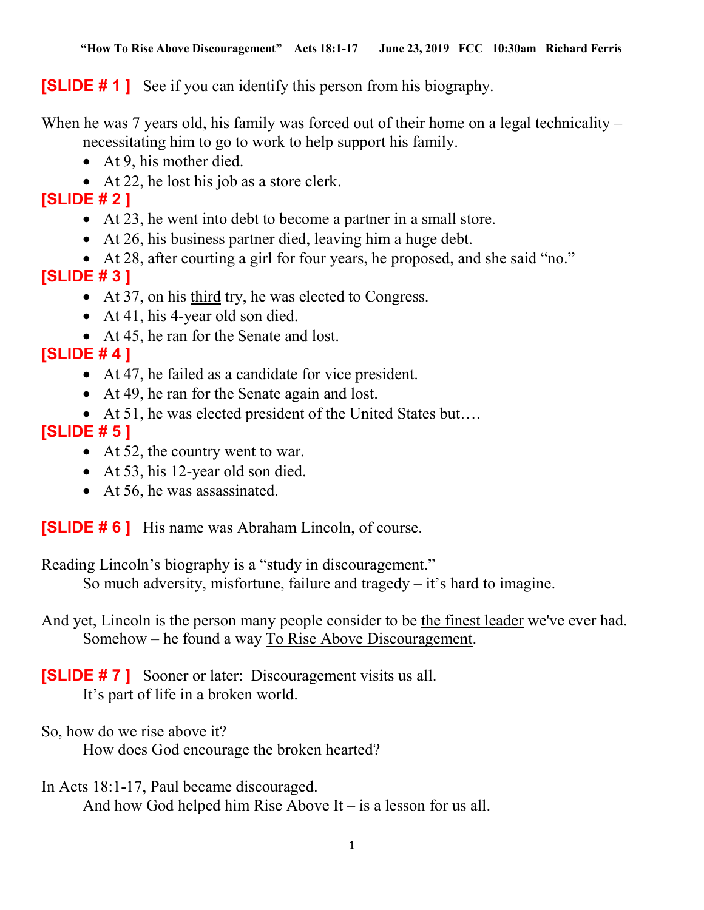**"How To Rise Above Discouragement" Acts 18:1-17 June 23, 2019 FCC 10:30am Richard Ferris**

**[SLIDE # 1 ]** See if you can identify this person from his biography.

When he was 7 years old, his family was forced out of their home on a legal technicality – necessitating him to go to work to help support his family.

- At 9, his mother died.
- At 22, he lost his job as a store clerk.

**[SLIDE # 2 ]**

- At 23, he went into debt to become a partner in a small store.
- At 26, his business partner died, leaving him a huge debt.
- At 28, after courting a girl for four years, he proposed, and she said "no."

**[SLIDE # 3 ]**

- At 37, on his <u>third</u> try, he was elected to Congress.
- At 41, his 4-year old son died.
- At 45, he ran for the Senate and lost.

**[SLIDE # 4 ]**

- At 47, he failed as a candidate for vice president.
- At 49, he ran for the Senate again and lost.
- At 51, he was elected president of the United States but….

**[SLIDE # 5 ]**

- At 52, the country went to war.
- At 53, his 12-year old son died.
- At 56, he was assassinated.

**[SLIDE # 6 ]** His name was Abraham Lincoln, of course.

Reading Lincoln's biography is a "study in discouragement."
So much adversity, misfortune, failure and tragedy – it's hard to imagine.

And yet, Lincoln is the person many people consider to be <u>the finest leader</u> we've ever had.
Somehow – he found a way <u>To Rise Above Discouragement</u>.

**[SLIDE # 7 ]** Sooner or later: Discouragement visits us all.
It's part of life in a broken world.

So, how do we rise above it?
How does God encourage the broken hearted?

In Acts 18:1-17, Paul became discouraged.
And how God helped him Rise Above It – is a lesson for us all.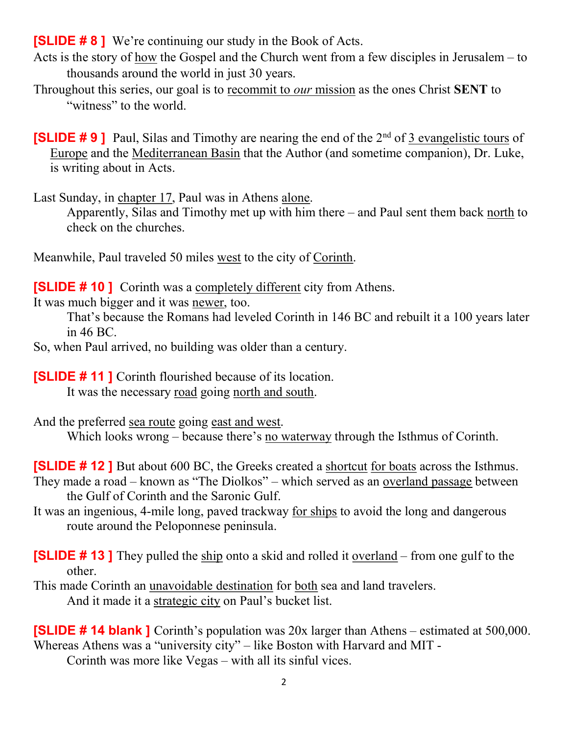**[SLIDE # 8 ]** We're continuing our study in the Book of Acts.

Acts is the story of how the Gospel and the Church went from a few disciples in Jerusalem – to thousands around the world in just 30 years.

Throughout this series, our goal is to recommit to *our* mission as the ones Christ **SENT** to "witness" to the world.

**[SLIDE # 9 ]** Paul, Silas and Timothy are nearing the end of the 2nd of 3 evangelistic tours of Europe and the Mediterranean Basin that the Author (and sometime companion), Dr. Luke, is writing about in Acts.

Last Sunday, in chapter 17, Paul was in Athens alone.

Apparently, Silas and Timothy met up with him there – and Paul sent them back north to check on the churches.

Meanwhile, Paul traveled 50 miles west to the city of Corinth.

**[SLIDE # 10 ]** Corinth was a completely different city from Athens.

It was much bigger and it was newer, too.

That's because the Romans had leveled Corinth in 146 BC and rebuilt it a 100 years later in 46 BC.

So, when Paul arrived, no building was older than a century.

**[SLIDE # 11 ]** Corinth flourished because of its location.

It was the necessary road going north and south.

And the preferred sea route going east and west.

Which looks wrong – because there's no waterway through the Isthmus of Corinth.

**[SLIDE # 12 ]** But about 600 BC, the Greeks created a shortcut for boats across the Isthmus.

They made a road – known as "The Diolkos" – which served as an overland passage between the Gulf of Corinth and the Saronic Gulf.

It was an ingenious, 4-mile long, paved trackway for ships to avoid the long and dangerous route around the Peloponnese peninsula.

**[SLIDE # 13 ]** They pulled the ship onto a skid and rolled it overland – from one gulf to the other.

This made Corinth an unavoidable destination for both sea and land travelers.

And it made it a strategic city on Paul's bucket list.

**[SLIDE # 14 blank ]** Corinth's population was 20x larger than Athens – estimated at 500,000.

Whereas Athens was a "university city" – like Boston with Harvard and MIT -

Corinth was more like Vegas – with all its sinful vices.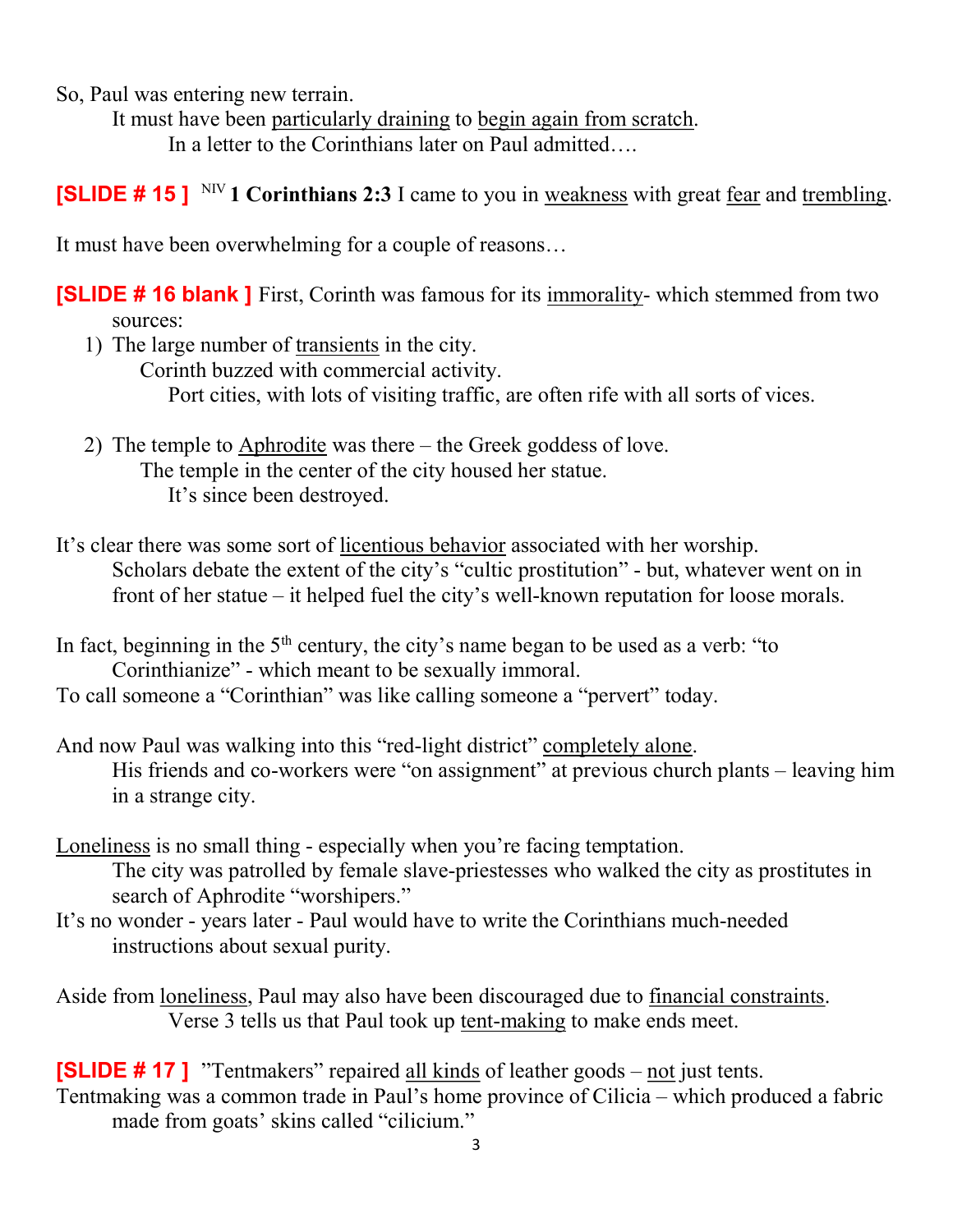So, Paul was entering new terrain.

It must have been particularly draining to begin again from scratch.

In a letter to the Corinthians later on Paul admitted….

**[SLIDE # 15 ]** NIV **1 Corinthians 2:3** I came to you in weakness with great fear and trembling.

It must have been overwhelming for a couple of reasons…

**[SLIDE # 16 blank ]** First, Corinth was famous for its immorality- which stemmed from two sources:

1) The large number of transients in the city.
   Corinth buzzed with commercial activity.
   Port cities, with lots of visiting traffic, are often rife with all sorts of vices.

2) The temple to Aphrodite was there – the Greek goddess of love.
   The temple in the center of the city housed her statue.
   It's since been destroyed.

It's clear there was some sort of licentious behavior associated with her worship.

Scholars debate the extent of the city's "cultic prostitution" - but, whatever went on in front of her statue – it helped fuel the city's well-known reputation for loose morals.

In fact, beginning in the 5th century, the city's name began to be used as a verb: "to Corinthianize" - which meant to be sexually immoral.

To call someone a "Corinthian" was like calling someone a "pervert" today.

And now Paul was walking into this "red-light district" completely alone.

His friends and co-workers were "on assignment" at previous church plants – leaving him in a strange city.

Loneliness is no small thing - especially when you're facing temptation.

The city was patrolled by female slave-priestesses who walked the city as prostitutes in search of Aphrodite "worshipers."

It's no wonder - years later - Paul would have to write the Corinthians much-needed instructions about sexual purity.

Aside from loneliness, Paul may also have been discouraged due to financial constraints.

Verse 3 tells us that Paul took up tent-making to make ends meet.

**[SLIDE # 17 ]** "Tentmakers" repaired all kinds of leather goods – not just tents.

Tentmaking was a common trade in Paul's home province of Cilicia – which produced a fabric made from goats' skins called "cilicium."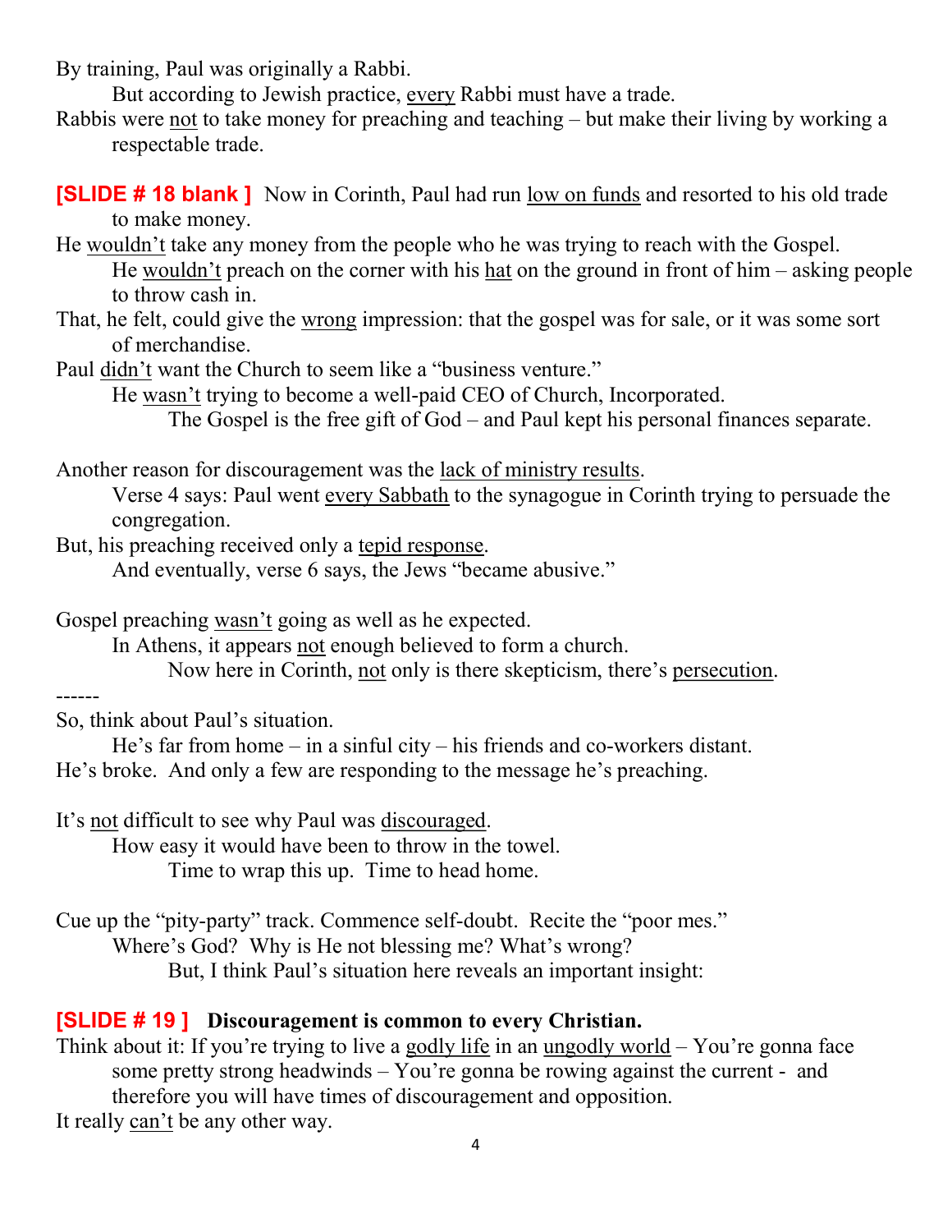By training, Paul was originally a Rabbi.

But according to Jewish practice, every Rabbi must have a trade.

Rabbis were not to take money for preaching and teaching – but make their living by working a respectable trade.

**[SLIDE # 18 blank ]** Now in Corinth, Paul had run low on funds and resorted to his old trade to make money.

He wouldn't take any money from the people who he was trying to reach with the Gospel.

He wouldn't preach on the corner with his hat on the ground in front of him – asking people to throw cash in.

That, he felt, could give the wrong impression: that the gospel was for sale, or it was some sort of merchandise.

Paul didn't want the Church to seem like a "business venture."

He wasn't trying to become a well-paid CEO of Church, Incorporated.

The Gospel is the free gift of God – and Paul kept his personal finances separate.

Another reason for discouragement was the lack of ministry results.

Verse 4 says: Paul went every Sabbath to the synagogue in Corinth trying to persuade the congregation.

But, his preaching received only a tepid response.

And eventually, verse 6 says, the Jews "became abusive."

Gospel preaching wasn't going as well as he expected.

In Athens, it appears not enough believed to form a church.

Now here in Corinth, not only is there skepticism, there's persecution.

------

So, think about Paul's situation.

He's far from home – in a sinful city – his friends and co-workers distant.

He's broke. And only a few are responding to the message he's preaching.

It's not difficult to see why Paul was discouraged.

How easy it would have been to throw in the towel.

Time to wrap this up. Time to head home.

Cue up the "pity-party" track. Commence self-doubt. Recite the "poor mes."

Where's God? Why is He not blessing me? What's wrong?

But, I think Paul's situation here reveals an important insight:

**[SLIDE # 19 ] Discouragement is common to every Christian.**

Think about it: If you're trying to live a godly life in an ungodly world – You're gonna face some pretty strong headwinds – You're gonna be rowing against the current - and therefore you will have times of discouragement and opposition.

It really can't be any other way.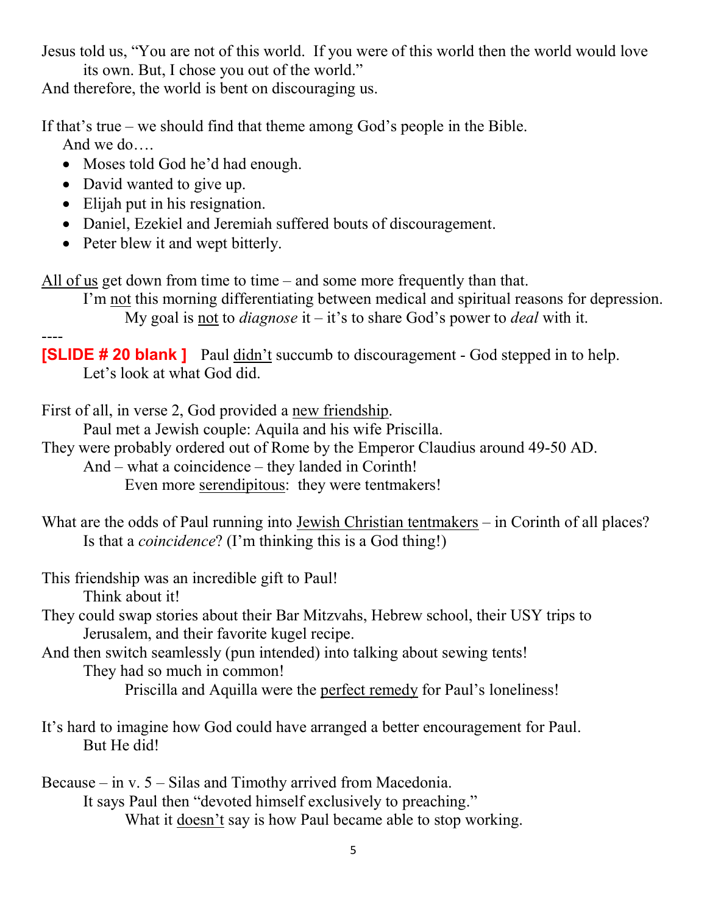Jesus told us, "You are not of this world. If you were of this world then the world would love its own. But, I chose you out of the world."

And therefore, the world is bent on discouraging us.

If that's true – we should find that theme among God's people in the Bible.
And we do….

- Moses told God he'd had enough.
- David wanted to give up.
- Elijah put in his resignation.
- Daniel, Ezekiel and Jeremiah suffered bouts of discouragement.
- Peter blew it and wept bitterly.

<u>All of us</u> get down from time to time – and some more frequently than that.
I'm <u>not</u> this morning differentiating between medical and spiritual reasons for depression.
My goal is <u>not</u> to *diagnose* it – it's to share God's power to *deal* with it.

----

**[SLIDE # 20 blank ]** Paul <u>didn't</u> succumb to discouragement - God stepped in to help.
Let's look at what God did.

First of all, in verse 2, God provided a <u>new friendship</u>.
Paul met a Jewish couple: Aquila and his wife Priscilla.

They were probably ordered out of Rome by the Emperor Claudius around 49-50 AD.
And – what a coincidence – they landed in Corinth!
Even more <u>serendipitous</u>: they were tentmakers!

What are the odds of Paul running into <u>Jewish Christian tentmakers</u> – in Corinth of all places?
Is that a *coincidence*? (I'm thinking this is a God thing!)

This friendship was an incredible gift to Paul!
Think about it!

They could swap stories about their Bar Mitzvahs, Hebrew school, their USY trips to Jerusalem, and their favorite kugel recipe.

And then switch seamlessly (pun intended) into talking about sewing tents!
They had so much in common!
Priscilla and Aquilla were the <u>perfect remedy</u> for Paul's loneliness!

It's hard to imagine how God could have arranged a better encouragement for Paul.
But He did!

Because – in v. 5 – Silas and Timothy arrived from Macedonia.
It says Paul then "devoted himself exclusively to preaching."
What it <u>doesn't</u> say is how Paul became able to stop working.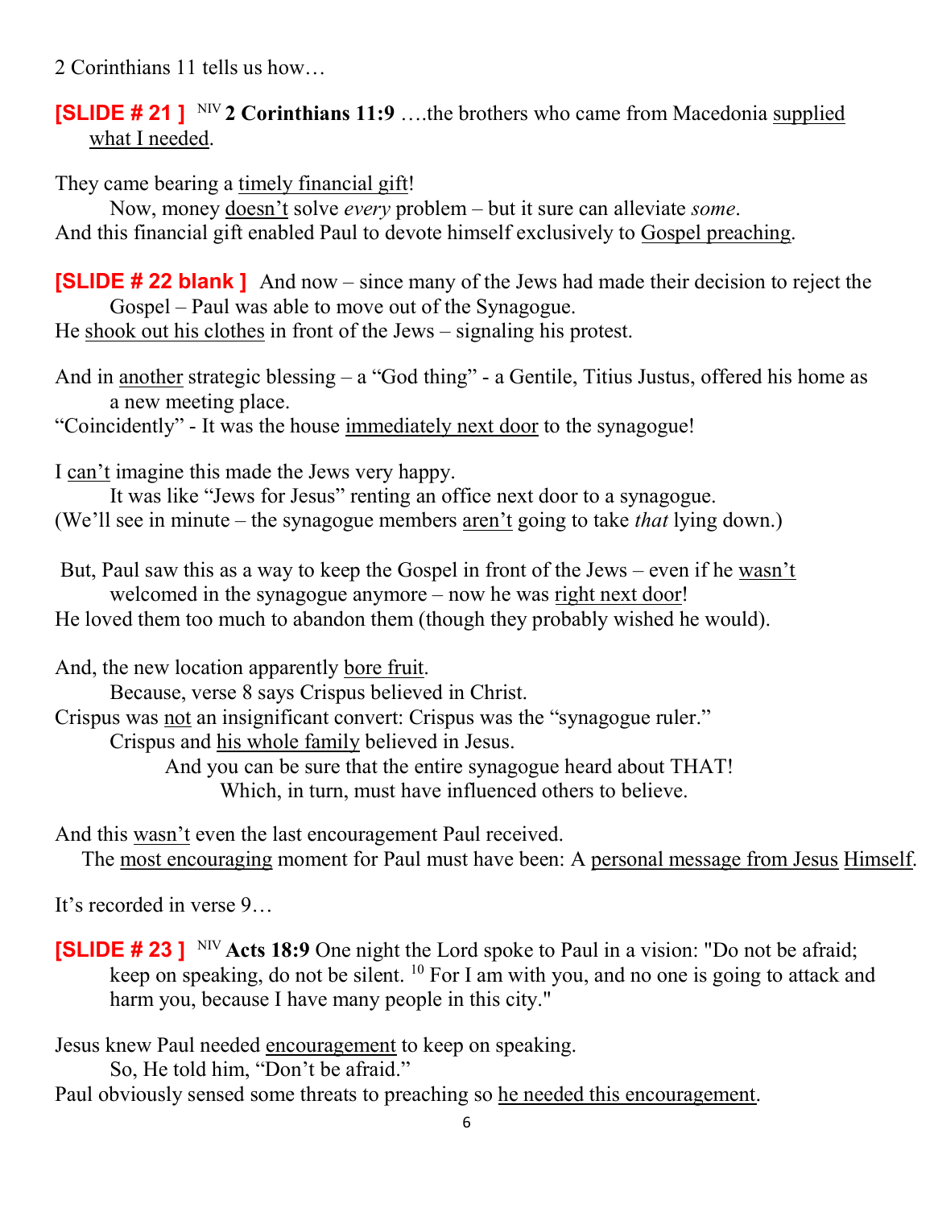2 Corinthians 11 tells us how…

**[SLIDE # 21 ]** NIV **2 Corinthians 11:9** ….the brothers who came from Macedonia supplied what I needed.

They came bearing a timely financial gift!

Now, money doesn't solve *every* problem – but it sure can alleviate *some*.

And this financial gift enabled Paul to devote himself exclusively to Gospel preaching.

**[SLIDE # 22 blank ]** And now – since many of the Jews had made their decision to reject the Gospel – Paul was able to move out of the Synagogue.

He shook out his clothes in front of the Jews – signaling his protest.

And in another strategic blessing – a "God thing" - a Gentile, Titius Justus, offered his home as a new meeting place.

"Coincidently" - It was the house immediately next door to the synagogue!

I can't imagine this made the Jews very happy.

It was like "Jews for Jesus" renting an office next door to a synagogue.

(We'll see in minute – the synagogue members aren't going to take *that* lying down.)

But, Paul saw this as a way to keep the Gospel in front of the Jews – even if he wasn't welcomed in the synagogue anymore – now he was right next door!

He loved them too much to abandon them (though they probably wished he would).

And, the new location apparently bore fruit.

Because, verse 8 says Crispus believed in Christ.

Crispus was not an insignificant convert: Crispus was the "synagogue ruler."

Crispus and his whole family believed in Jesus.

And you can be sure that the entire synagogue heard about THAT!

Which, in turn, must have influenced others to believe.

And this wasn't even the last encouragement Paul received.

The most encouraging moment for Paul must have been: A personal message from Jesus Himself.

It's recorded in verse 9…

**[SLIDE # 23 ]** NIV **Acts 18:9** One night the Lord spoke to Paul in a vision: "Do not be afraid; keep on speaking, do not be silent. [10] For I am with you, and no one is going to attack and harm you, because I have many people in this city."

Jesus knew Paul needed encouragement to keep on speaking.

So, He told him, "Don't be afraid."

Paul obviously sensed some threats to preaching so he needed this encouragement.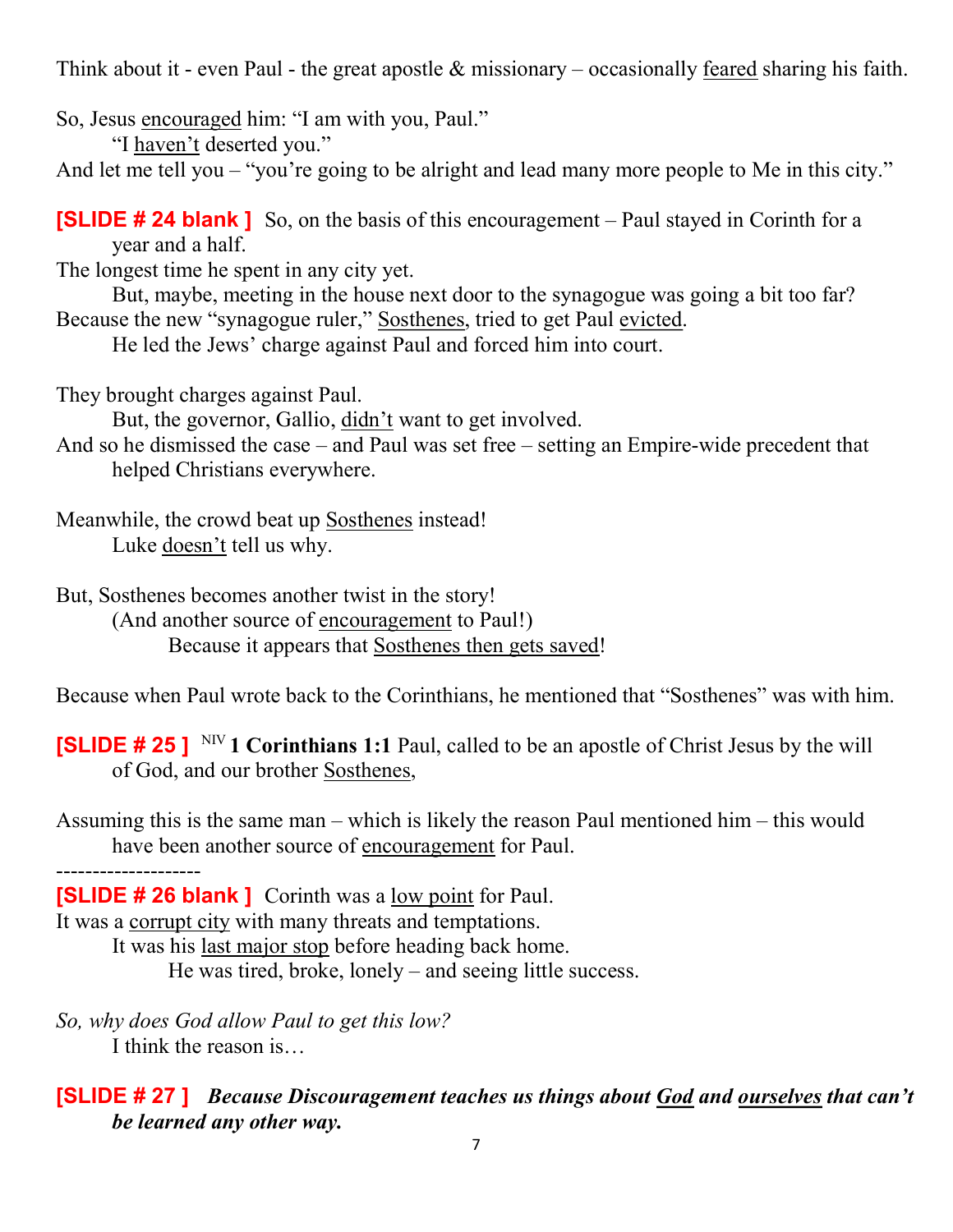Think about it - even Paul - the great apostle & missionary – occasionally <u>feared</u> sharing his faith.

So, Jesus <u>encouraged</u> him: “I am with you, Paul.”
  “I <u>haven’t</u> deserted you.”
And let me tell you – “you’re going to be alright and lead many more people to Me in this city.”

**[SLIDE # 24 blank ]** So, on the basis of this encouragement – Paul stayed in Corinth for a year and a half.
The longest time he spent in any city yet.
  But, maybe, meeting in the house next door to the synagogue was going a bit too far?
Because the new “synagogue ruler,” <u>Sosthenes</u>, tried to get Paul <u>evicted</u>.
  He led the Jews’ charge against Paul and forced him into court.

They brought charges against Paul.
  But, the governor, Gallio, <u>didn’t</u> want to get involved.
And so he dismissed the case – and Paul was set free – setting an Empire-wide precedent that helped Christians everywhere.

Meanwhile, the crowd beat up <u>Sosthenes</u> instead!
  Luke <u>doesn’t</u> tell us why.

But, Sosthenes becomes another twist in the story!
  (And another source of <u>encouragement</u> to Paul!)
    Because it appears that <u>Sosthenes then gets saved</u>!

Because when Paul wrote back to the Corinthians, he mentioned that “Sosthenes” was with him.

**[SLIDE # 25 ]** NIV **1 Corinthians 1:1** Paul, called to be an apostle of Christ Jesus by the will of God, and our brother <u>Sosthenes</u>,

Assuming this is the same man – which is likely the reason Paul mentioned him – this would have been another source of <u>encouragement</u> for Paul.

--------------------

**[SLIDE # 26 blank ]** Corinth was a <u>low point</u> for Paul.
It was a <u>corrupt city</u> with many threats and temptations.
  It was his <u>last major stop</u> before heading back home.
    He was tired, broke, lonely – and seeing little success.

*So, why does God allow Paul to get this low?*
  I think the reason is…

**[SLIDE # 27 ]** ***Because Discouragement teaches us things about <u>God</u> and <u>ourselves</u> that can’t be learned any other way.***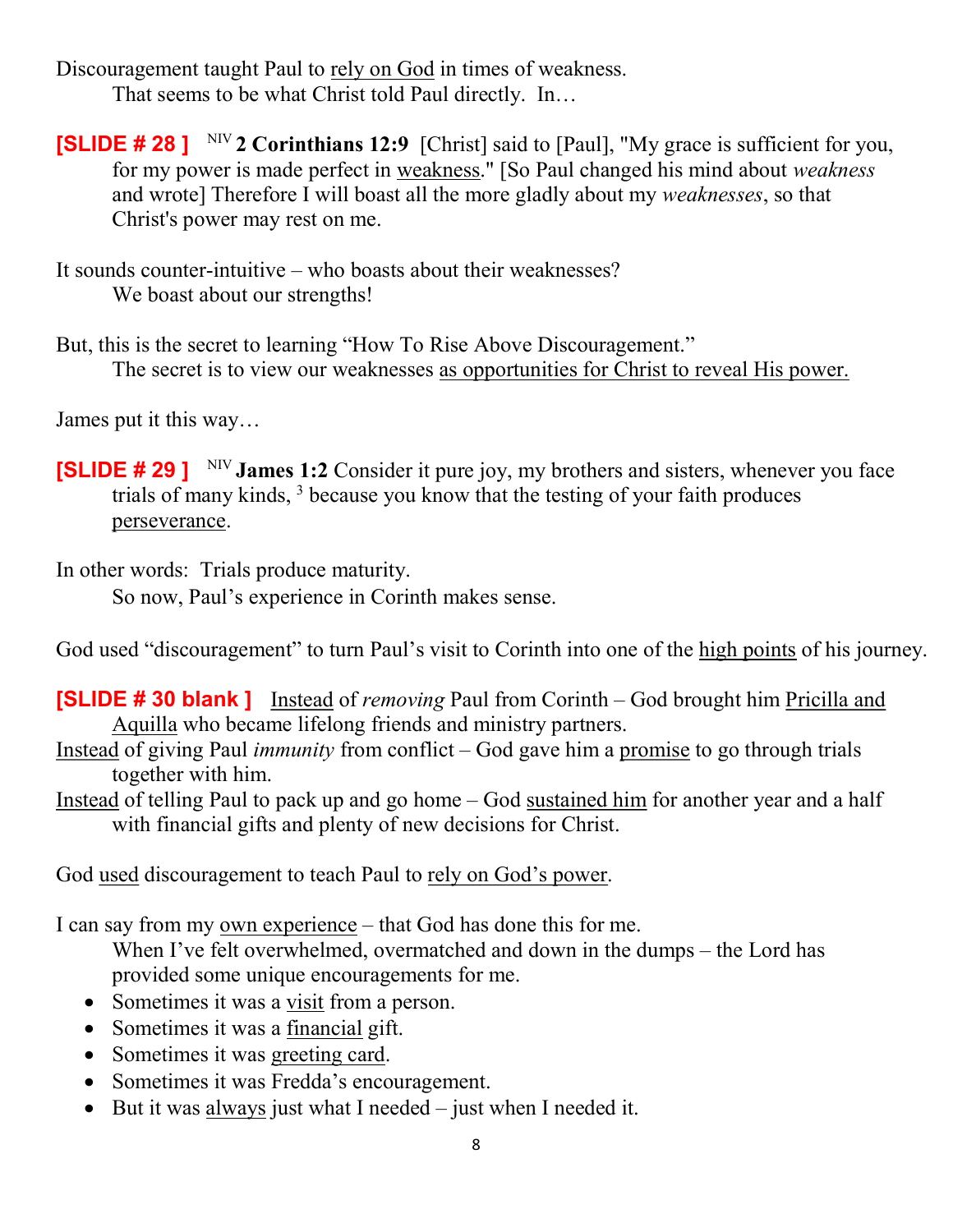Discouragement taught Paul to <u>rely on God</u> in times of weakness.
    That seems to be what Christ told Paul directly.  In…

**[SLIDE # 28 ]** NIV **2 Corinthians 12:9** [Christ] said to [Paul], "My grace is sufficient for you, for my power is made perfect in <u>weakness</u>." [So Paul changed his mind about *weakness* and wrote] Therefore I will boast all the more gladly about my *weaknesses*, so that Christ's power may rest on me.

It sounds counter-intuitive – who boasts about their weaknesses?
    We boast about our strengths!

But, this is the secret to learning "How To Rise Above Discouragement."
    The secret is to view our weaknesses <u>as opportunities for Christ to reveal His power.</u>

James put it this way…

**[SLIDE # 29 ]** NIV **James 1:2** Consider it pure joy, my brothers and sisters, whenever you face trials of many kinds, [3] because you know that the testing of your faith produces <u>perseverance</u>.

In other words:  Trials produce maturity.
    So now, Paul's experience in Corinth makes sense.

God used "discouragement" to turn Paul's visit to Corinth into one of the <u>high points</u> of his journey.

**[SLIDE # 30 blank ]** <u>Instead</u> of *removing* Paul from Corinth – God brought him <u>Pricilla and Aquilla</u> who became lifelong friends and ministry partners.
<u>Instead</u> of giving Paul *immunity* from conflict – God gave him a <u>promise</u> to go through trials together with him.
<u>Instead</u> of telling Paul to pack up and go home – God <u>sustained him</u> for another year and a half with financial gifts and plenty of new decisions for Christ.

God <u>used</u> discouragement to teach Paul to <u>rely on God's power</u>.

I can say from my <u>own experience</u> – that God has done this for me.
    When I've felt overwhelmed, overmatched and down in the dumps – the Lord has provided some unique encouragements for me.

- Sometimes it was a <u>visit</u> from a person.
- Sometimes it was a <u>financial</u> gift.
- Sometimes it was <u>greeting card</u>.
- Sometimes it was Fredda's encouragement.
- But it was <u>always</u> just what I needed – just when I needed it.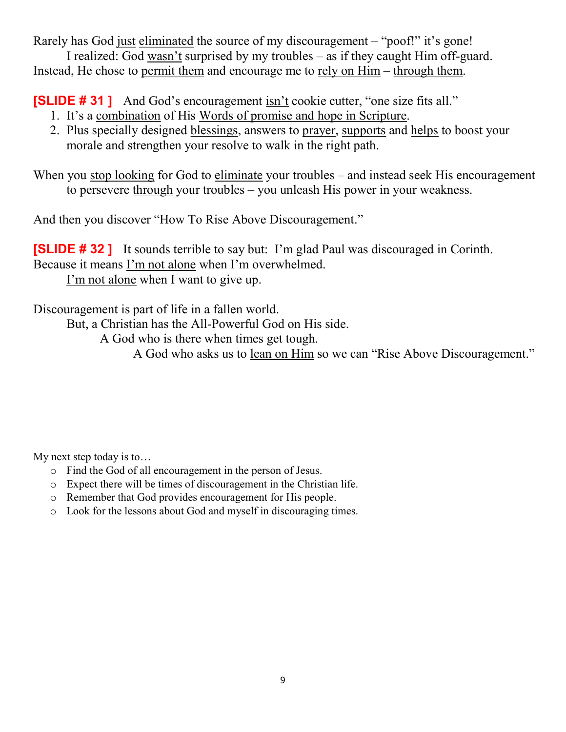Rarely has God just eliminated the source of my discouragement – "poof!" it's gone!

I realized: God wasn't surprised by my troubles – as if they caught Him off-guard.

Instead, He chose to permit them and encourage me to rely on Him – through them.

**[SLIDE # 31 ]** And God's encouragement isn't cookie cutter, "one size fits all."

1. It's a combination of His Words of promise and hope in Scripture.
2. Plus specially designed blessings, answers to prayer, supports and helps to boost your morale and strengthen your resolve to walk in the right path.

When you stop looking for God to eliminate your troubles – and instead seek His encouragement to persevere through your troubles – you unleash His power in your weakness.

And then you discover "How To Rise Above Discouragement."

**[SLIDE # 32 ]** It sounds terrible to say but: I'm glad Paul was discouraged in Corinth.

Because it means I'm not alone when I'm overwhelmed.

I'm not alone when I want to give up.

Discouragement is part of life in a fallen world.

But, a Christian has the All-Powerful God on His side.

A God who is there when times get tough.

A God who asks us to lean on Him so we can "Rise Above Discouragement."

My next step today is to…

- Find the God of all encouragement in the person of Jesus.
- Expect there will be times of discouragement in the Christian life.
- Remember that God provides encouragement for His people.
- Look for the lessons about God and myself in discouraging times.